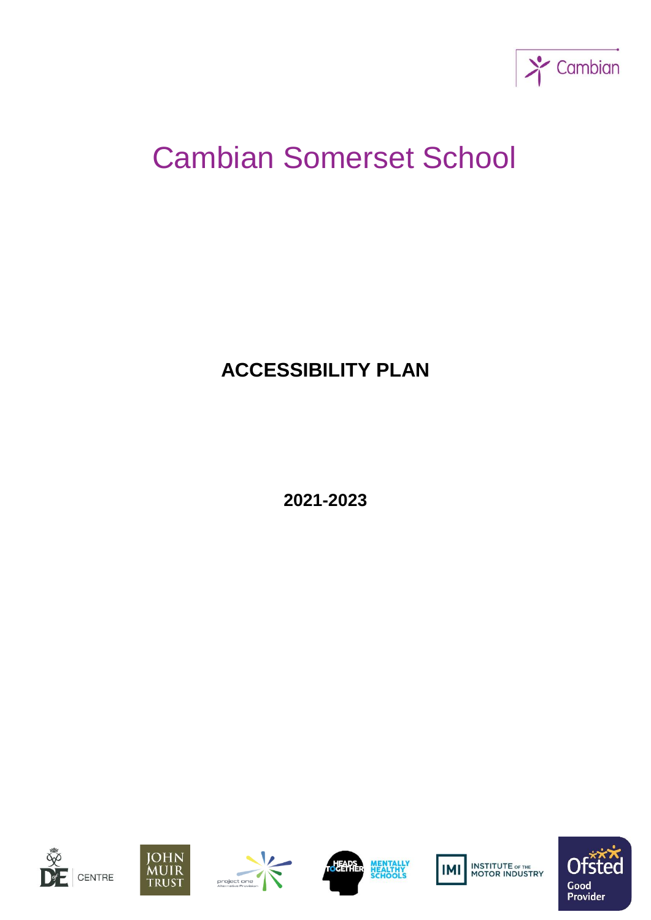# Cambian Somerset School

## ACCESSIBILITY PLAN

**2021-2023**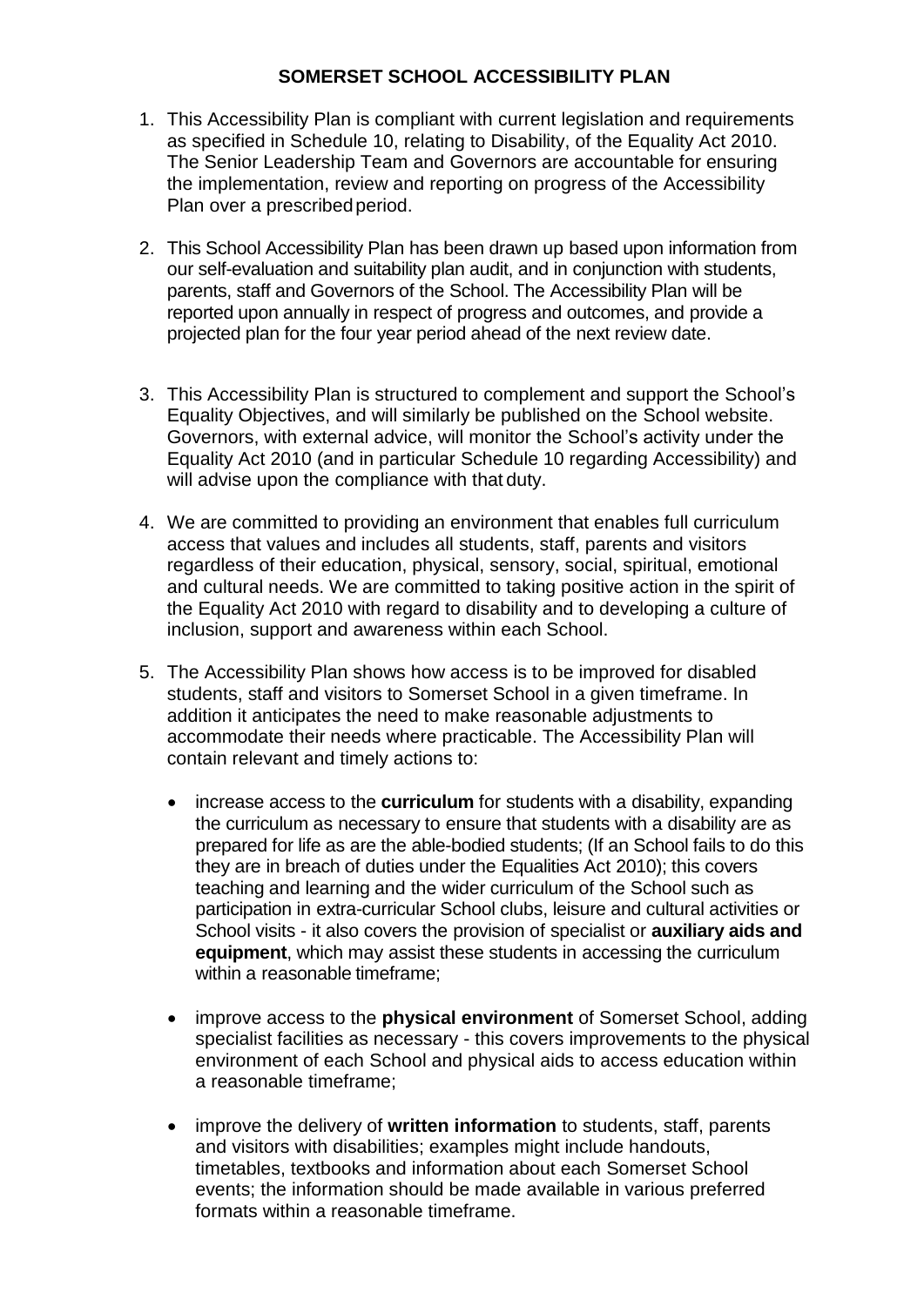# SOMERSET SCHOOL ACCESSIBILITY PLAN

1. This Accessibility Plan is compliant with current legislation and requirements as specified in Schedule 10, relating to Disability, of the Equality Act 2010. The Senior Leadership Team and Governors are accountable for ensuring the implementation, review and reporting on progress of the Accessibility Plan over a prescribed period.

2. This School Accessibility Plan has been drawn up based upon information from our self-evaluation and suitability plan audit, and in conjunction with students, parents, staff and Governors of the School. The Accessibility Plan will be reported upon annually in respect of progress and outcomes, and provide a projected plan for the four year period ahead of the next review date.

3. This Accessibility Plan is structured to complement and support the School's Equality Objectives, and will similarly be published on the School website. Governors, with external advice, will monitor the School's activity under the Equality Act 2010 (and in particular Schedule 10 regarding Accessibility) and will advise upon the compliance with that duty.

4. We are committed to providing an environment that enables full curriculum access that values and includes all students, staff, parents and visitors regardless of their education, physical, sensory, social, spiritual, emotional and cultural needs. We are committed to taking positive action in the spirit of the Equality Act 2010 with regard to disability and to developing a culture of inclusion, support and awareness within each School.

5. The Accessibility Plan shows how access is to be improved for disabled students, staff and visitors to Somerset School in a given timeframe. In addition it anticipates the need to make reasonable adjustments to accommodate their needs where practicable. The Accessibility Plan will contain relevant and timely actions to:

   - increase access to the **curriculum** for students with a disability, expanding the curriculum as necessary to ensure that students with a disability are as prepared for life as are the able-bodied students; (If an School fails to do this they are in breach of duties under the Equalities Act 2010); this covers teaching and learning and the wider curriculum of the School such as participation in extra-curricular School clubs, leisure and cultural activities or School visits - it also covers the provision of specialist or **auxiliary aids and equipment**, which may assist these students in accessing the curriculum within a reasonable timeframe;

   - improve access to the **physical environment** of Somerset School, adding specialist facilities as necessary - this covers improvements to the physical environment of each School and physical aids to access education within a reasonable timeframe;

   - improve the delivery of **written information** to students, staff, parents and visitors with disabilities; examples might include handouts, timetables, textbooks and information about each Somerset School events; the information should be made available in various preferred formats within a reasonable timeframe.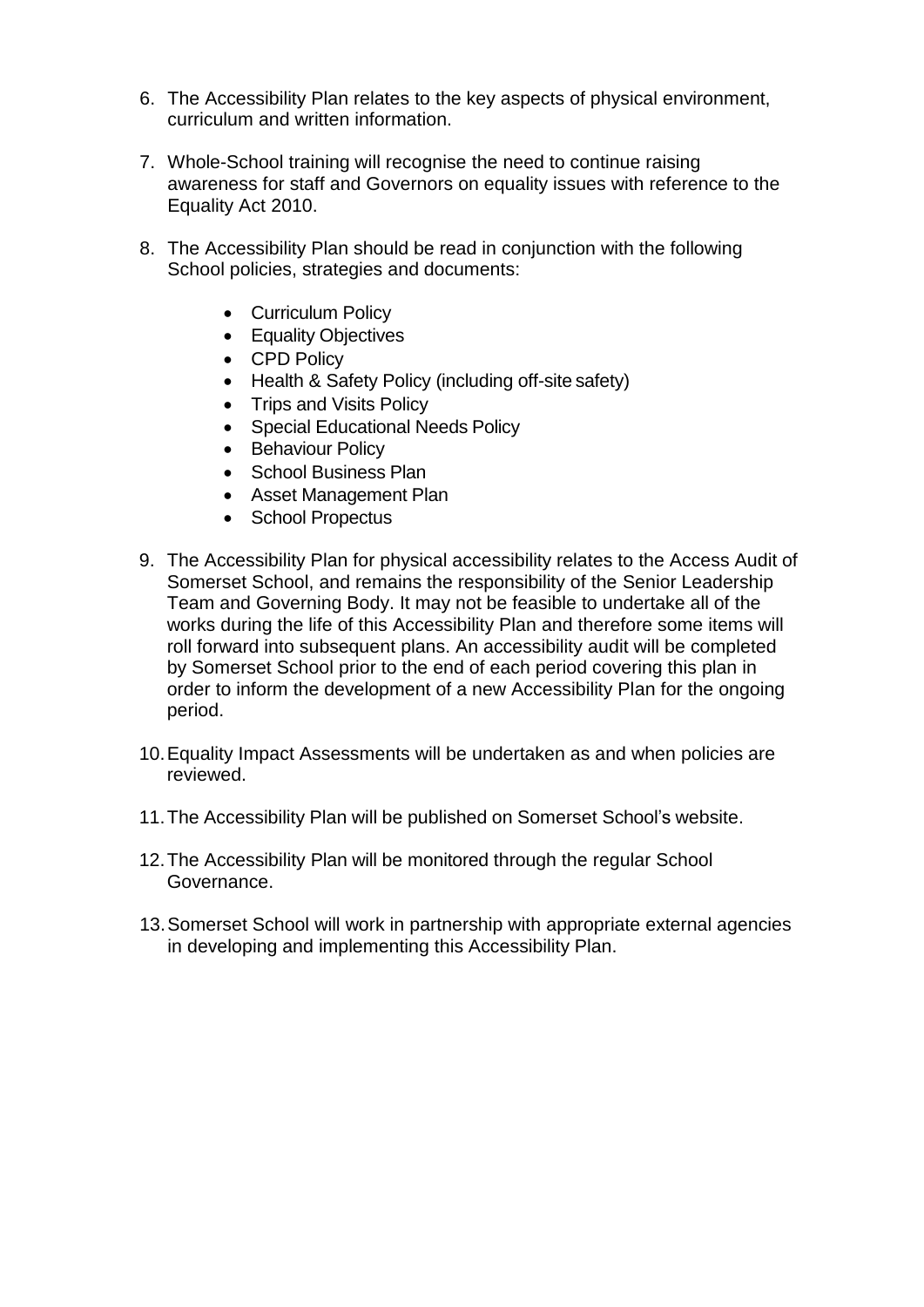6. The Accessibility Plan relates to the key aspects of physical environment, curriculum and written information.

7. Whole-School training will recognise the need to continue raising awareness for staff and Governors on equality issues with reference to the Equality Act 2010.

8. The Accessibility Plan should be read in conjunction with the following School policies, strategies and documents:

   - Curriculum Policy
   - Equality Objectives
   - CPD Policy
   - Health & Safety Policy (including off-site safety)
   - Trips and Visits Policy
   - Special Educational Needs Policy
   - Behaviour Policy
   - School Business Plan
   - Asset Management Plan
   - School Propectus

9. The Accessibility Plan for physical accessibility relates to the Access Audit of Somerset School, and remains the responsibility of the Senior Leadership Team and Governing Body. It may not be feasible to undertake all of the works during the life of this Accessibility Plan and therefore some items will roll forward into subsequent plans. An accessibility audit will be completed by Somerset School prior to the end of each period covering this plan in order to inform the development of a new Accessibility Plan for the ongoing period.

10. Equality Impact Assessments will be undertaken as and when policies are reviewed.

11. The Accessibility Plan will be published on Somerset School's website.

12. The Accessibility Plan will be monitored through the regular School Governance.

13. Somerset School will work in partnership with appropriate external agencies in developing and implementing this Accessibility Plan.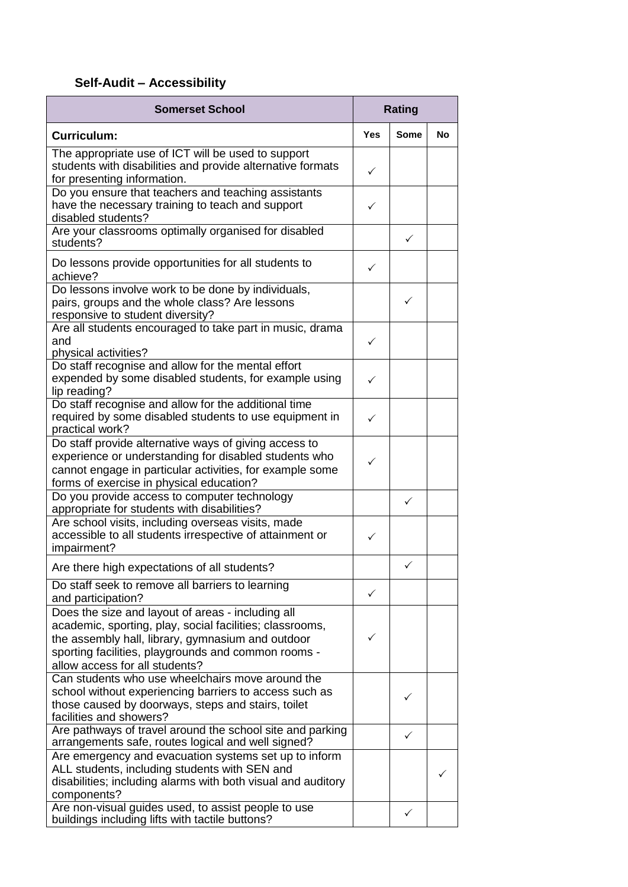## Self-Audit – Accessibility

| Somerset School | Rating | | |
|---|---|---|---|
| **Curriculum:** | **Yes** | **Some** | **No** |
| The appropriate use of ICT will be used to support students with disabilities and provide alternative formats for presenting information. | ✓ | | |
| Do you ensure that teachers and teaching assistants have the necessary training to teach and support disabled students? | ✓ | | |
| Are your classrooms optimally organised for disabled students? | | ✓ | |
| Do lessons provide opportunities for all students to achieve? | ✓ | | |
| Do lessons involve work to be done by individuals, pairs, groups and the whole class? Are lessons responsive to student diversity? | | ✓ | |
| Are all students encouraged to take part in music, drama and physical activities? | ✓ | | |
| Do staff recognise and allow for the mental effort expended by some disabled students, for example using lip reading? | ✓ | | |
| Do staff recognise and allow for the additional time required by some disabled students to use equipment in practical work? | ✓ | | |
| Do staff provide alternative ways of giving access to experience or understanding for disabled students who cannot engage in particular activities, for example some forms of exercise in physical education? | ✓ | | |
| Do you provide access to computer technology appropriate for students with disabilities? | | ✓ | |
| Are school visits, including overseas visits, made accessible to all students irrespective of attainment or impairment? | ✓ | | |
| Are there high expectations of all students? | | ✓ | |
| Do staff seek to remove all barriers to learning and participation? | ✓ | | |
| Does the size and layout of areas - including all academic, sporting, play, social facilities; classrooms, the assembly hall, library, gymnasium and outdoor sporting facilities, playgrounds and common rooms - allow access for all students? | ✓ | | |
| Can students who use wheelchairs move around the school without experiencing barriers to access such as those caused by doorways, steps and stairs, toilet facilities and showers? | | ✓ | |
| Are pathways of travel around the school site and parking arrangements safe, routes logical and well signed? | | ✓ | |
| Are emergency and evacuation systems set up to inform ALL students, including students with SEN and disabilities; including alarms with both visual and auditory components? | | | ✓ |
| Are non-visual guides used, to assist people to use buildings including lifts with tactile buttons? | | ✓ | |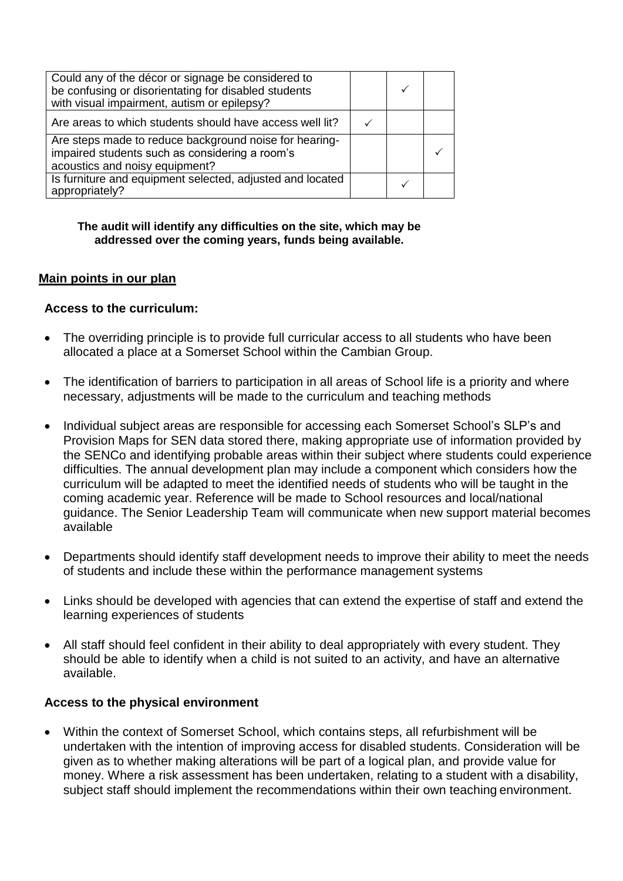| | | | |
|---|---|---|---|
| Could any of the décor or signage be considered to be confusing or disorientating for disabled students with visual impairment, autism or epilepsy? | | ✓ | |
| Are areas to which students should have access well lit? | ✓ | | |
| Are steps made to reduce background noise for hearing-impaired students such as considering a room's acoustics and noisy equipment? | | | ✓ |
| Is furniture and equipment selected, adjusted and located appropriately? | | ✓ | |

**The audit will identify any difficulties on the site, which may be addressed over the coming years, funds being available.**

**Main points in our plan**

**Access to the curriculum:**

- The overriding principle is to provide full curricular access to all students who have been allocated a place at a Somerset School within the Cambian Group.
- The identification of barriers to participation in all areas of School life is a priority and where necessary, adjustments will be made to the curriculum and teaching methods
- Individual subject areas are responsible for accessing each Somerset School's SLP's and Provision Maps for SEN data stored there, making appropriate use of information provided by the SENCo and identifying probable areas within their subject where students could experience difficulties. The annual development plan may include a component which considers how the curriculum will be adapted to meet the identified needs of students who will be taught in the coming academic year. Reference will be made to School resources and local/national guidance. The Senior Leadership Team will communicate when new support material becomes available
- Departments should identify staff development needs to improve their ability to meet the needs of students and include these within the performance management systems
- Links should be developed with agencies that can extend the expertise of staff and extend the learning experiences of students
- All staff should feel confident in their ability to deal appropriately with every student. They should be able to identify when a child is not suited to an activity, and have an alternative available.

**Access to the physical environment**

- Within the context of Somerset School, which contains steps, all refurbishment will be undertaken with the intention of improving access for disabled students. Consideration will be given as to whether making alterations will be part of a logical plan, and provide value for money. Where a risk assessment has been undertaken, relating to a student with a disability, subject staff should implement the recommendations within their own teaching environment.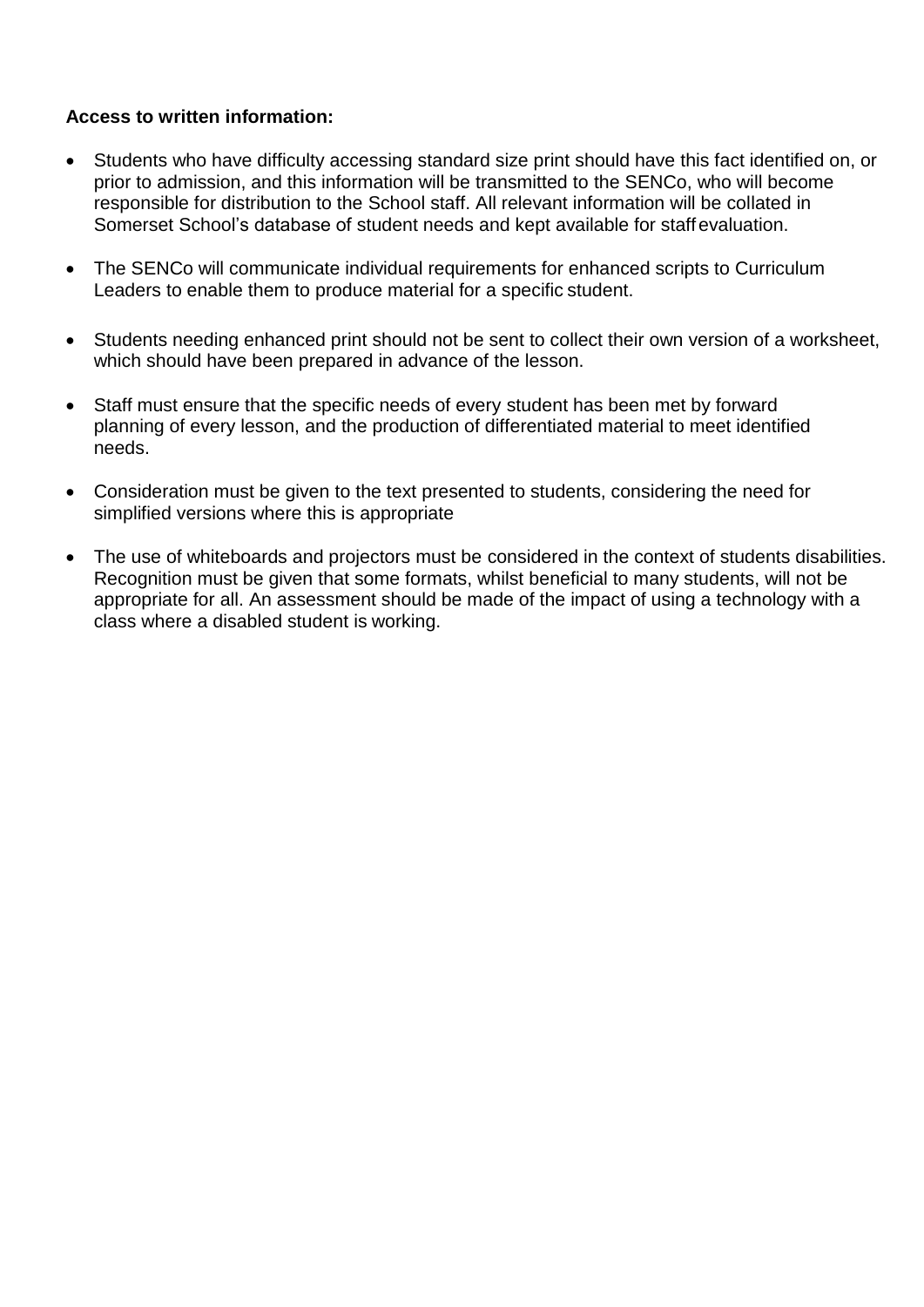**Access to written information:**

- Students who have difficulty accessing standard size print should have this fact identified on, or prior to admission, and this information will be transmitted to the SENCo, who will become responsible for distribution to the School staff. All relevant information will be collated in Somerset School's database of student needs and kept available for staff evaluation.
- The SENCo will communicate individual requirements for enhanced scripts to Curriculum Leaders to enable them to produce material for a specific student.
- Students needing enhanced print should not be sent to collect their own version of a worksheet, which should have been prepared in advance of the lesson.
- Staff must ensure that the specific needs of every student has been met by forward planning of every lesson, and the production of differentiated material to meet identified needs.
- Consideration must be given to the text presented to students, considering the need for simplified versions where this is appropriate
- The use of whiteboards and projectors must be considered in the context of students disabilities. Recognition must be given that some formats, whilst beneficial to many students, will not be appropriate for all. An assessment should be made of the impact of using a technology with a class where a disabled student is working.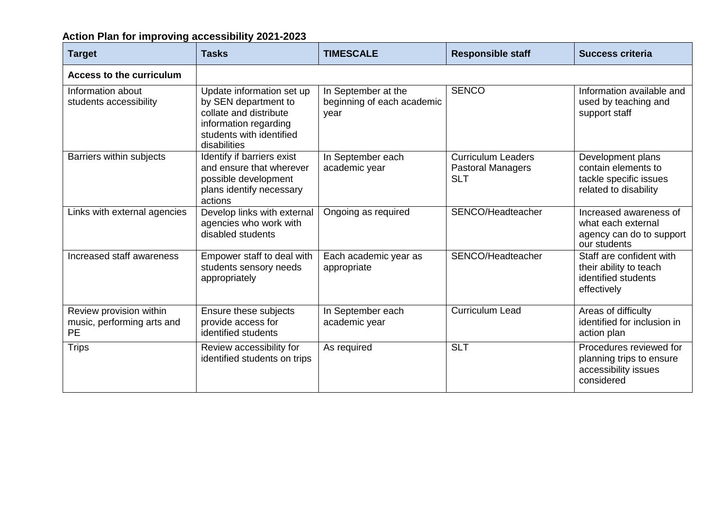**Action Plan for improving accessibility 2021-2023**

| Target | Tasks | TIMESCALE | Responsible staff | Success criteria |
|---|---|---|---|---|
| **Access to the curriculum** | | | | |
| Information about students accessibility | Update information set up by SEN department to collate and distribute information regarding students with identified disabilities | In September at the beginning of each academic year | SENCO | Information available and used by teaching and support staff |
| Barriers within subjects | Identify if barriers exist and ensure that wherever possible development plans identify necessary actions | In September each academic year | Curriculum Leaders<br>Pastoral Managers<br>SLT | Development plans contain elements to tackle specific issues related to disability |
| Links with external agencies | Develop links with external agencies who work with disabled students | Ongoing as required | SENCO/Headteacher | Increased awareness of what each external agency can do to support our students |
| Increased staff awareness | Empower staff to deal with students sensory needs appropriately | Each academic year as appropriate | SENCO/Headteacher | Staff are confident with their ability to teach identified students effectively |
| Review provision within music, performing arts and PE | Ensure these subjects provide access for identified students | In September each academic year | Curriculum Lead | Areas of difficulty identified for inclusion in action plan |
| Trips | Review accessibility for identified students on trips | As required | SLT | Procedures reviewed for planning trips to ensure accessibility issues considered |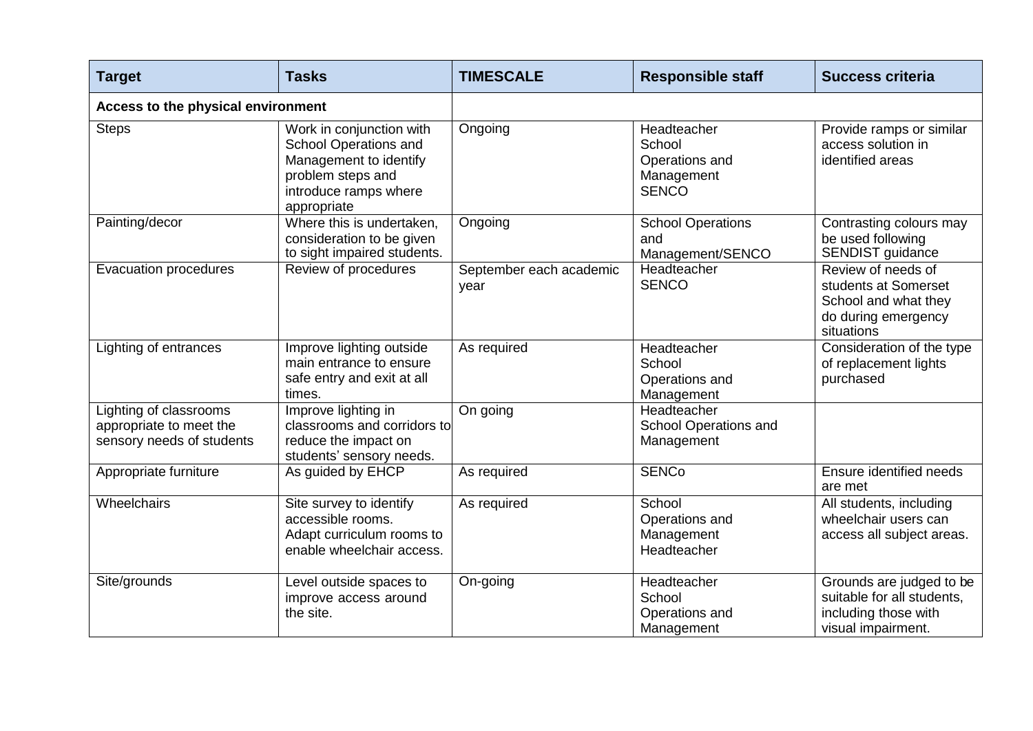| Target | Tasks | TIMESCALE | Responsible staff | Success criteria |
|---|---|---|---|---|
| **Access to the physical environment** | | | | |
| Steps | Work in conjunction with School Operations and Management to identify problem steps and introduce ramps where appropriate | Ongoing | Headteacher School Operations and Management SENCO | Provide ramps or similar access solution in identified areas |
| Painting/decor | Where this is undertaken, consideration to be given to sight impaired students. | Ongoing | School Operations and Management/SENCO | Contrasting colours may be used following SENDIST guidance |
| Evacuation procedures | Review of procedures | September each academic year | Headteacher SENCO | Review of needs of students at Somerset School and what they do during emergency situations |
| Lighting of entrances | Improve lighting outside main entrance to ensure safe entry and exit at all times. | As required | Headteacher School Operations and Management | Consideration of the type of replacement lights purchased |
| Lighting of classrooms appropriate to meet the sensory needs of students | Improve lighting in classrooms and corridors to reduce the impact on students' sensory needs. | On going | Headteacher School Operations and Management | |
| Appropriate furniture | As guided by EHCP | As required | SENCo | Ensure identified needs are met |
| Wheelchairs | Site survey to identify accessible rooms. Adapt curriculum rooms to enable wheelchair access. | As required | School Operations and Management Headteacher | All students, including wheelchair users can access all subject areas. |
| Site/grounds | Level outside spaces to improve access around the site. | On-going | Headteacher School Operations and Management | Grounds are judged to be suitable for all students, including those with visual impairment. |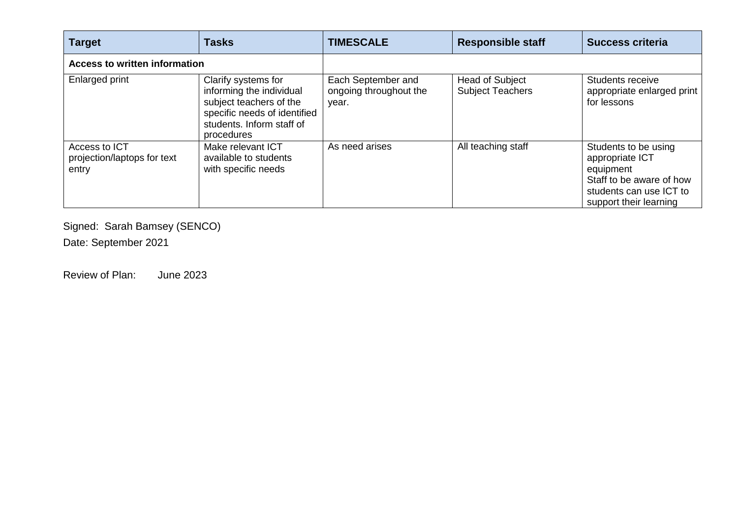| Target | Tasks | TIMESCALE | Responsible staff | Success criteria |
|---|---|---|---|---|
| **Access to written information** | | | | |
| Enlarged print | Clarify systems for informing the individual subject teachers of the specific needs of identified students. Inform staff of procedures | Each September and ongoing throughout the year. | Head of Subject<br>Subject Teachers | Students receive appropriate enlarged print for lessons |
| Access to ICT projection/laptops for text entry | Make relevant ICT available to students with specific needs | As need arises | All teaching staff | Students to be using appropriate ICT equipment<br>Staff to be aware of how students can use ICT to support their learning |

Signed: Sarah Bamsey (SENCO)

Date: September 2021

Review of Plan: June 2023